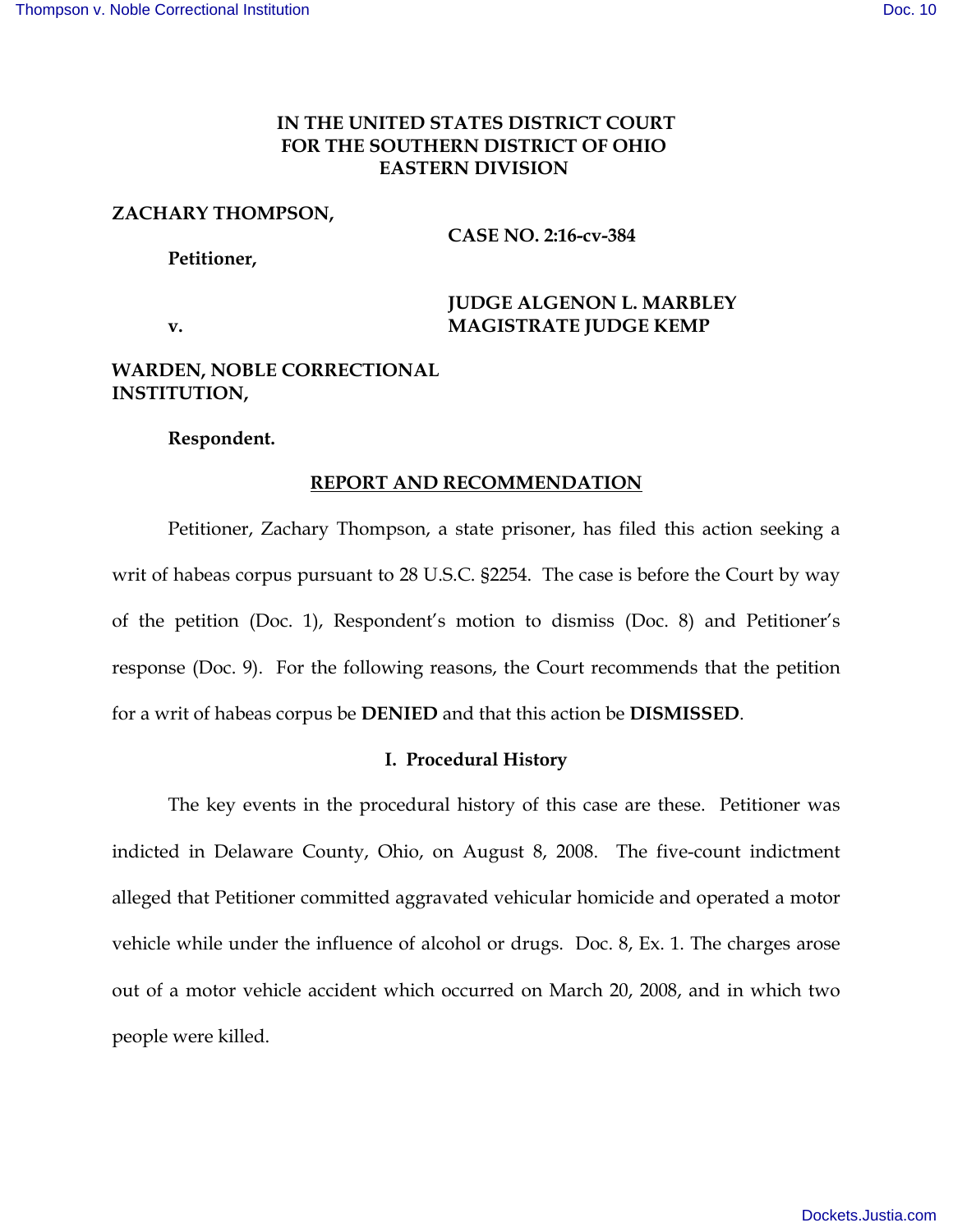**IN THE UNITED STATES DISTRICT COURT**
**FOR THE SOUTHERN DISTRICT OF OHIO**
**EASTERN DIVISION**

**ZACHARY THOMPSON,**

**Petitioner,**

**CASE NO. 2:16-cv-384**

**v.**

**JUDGE ALGENON L. MARBLEY**
**MAGISTRATE JUDGE KEMP**

**WARDEN, NOBLE CORRECTIONAL INSTITUTION,**

**Respondent.**

## REPORT AND RECOMMENDATION

Petitioner, Zachary Thompson, a state prisoner, has filed this action seeking a writ of habeas corpus pursuant to 28 U.S.C. §2254. The case is before the Court by way of the petition (Doc. 1), Respondent's motion to dismiss (Doc. 8) and Petitioner's response (Doc. 9). For the following reasons, the Court recommends that the petition for a writ of habeas corpus be **DENIED** and that this action be **DISMISSED**.

### I. Procedural History

The key events in the procedural history of this case are these. Petitioner was indicted in Delaware County, Ohio, on August 8, 2008. The five-count indictment alleged that Petitioner committed aggravated vehicular homicide and operated a motor vehicle while under the influence of alcohol or drugs. Doc. 8, Ex. 1. The charges arose out of a motor vehicle accident which occurred on March 20, 2008, and in which two people were killed.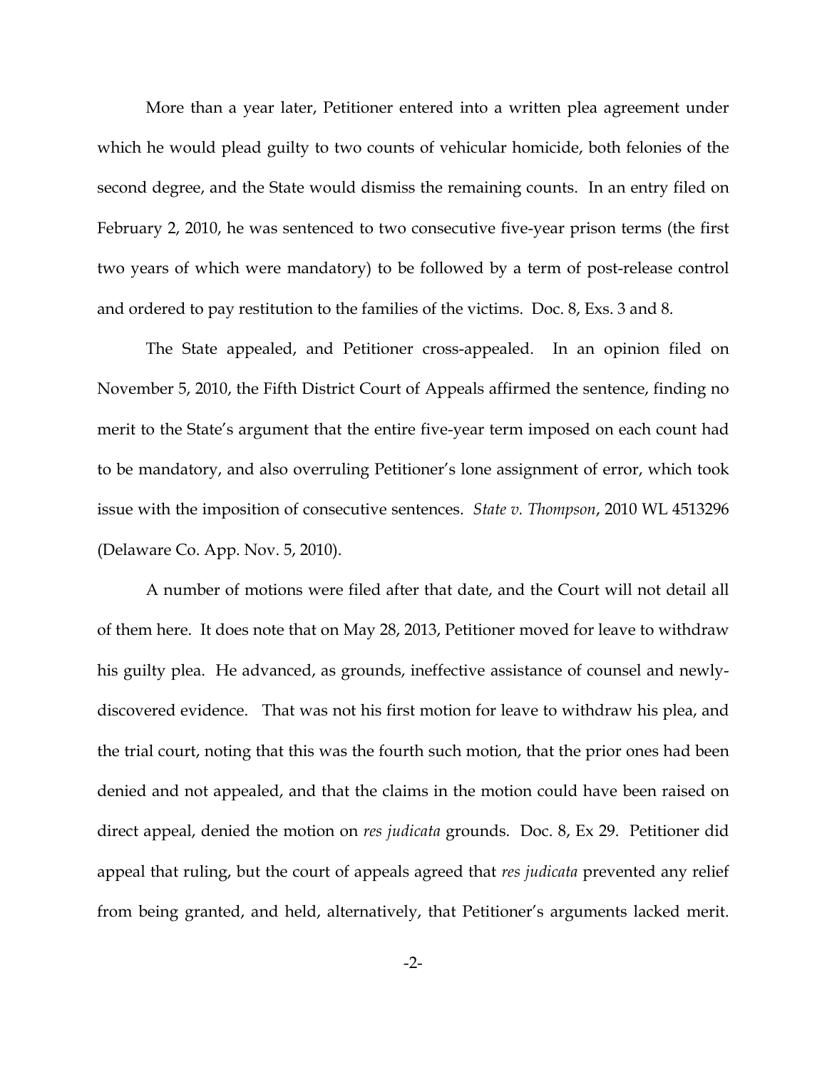More than a year later, Petitioner entered into a written plea agreement under which he would plead guilty to two counts of vehicular homicide, both felonies of the second degree, and the State would dismiss the remaining counts. In an entry filed on February 2, 2010, he was sentenced to two consecutive five-year prison terms (the first two years of which were mandatory) to be followed by a term of post-release control and ordered to pay restitution to the families of the victims. Doc. 8, Exs. 3 and 8.

The State appealed, and Petitioner cross-appealed. In an opinion filed on November 5, 2010, the Fifth District Court of Appeals affirmed the sentence, finding no merit to the State's argument that the entire five-year term imposed on each count had to be mandatory, and also overruling Petitioner's lone assignment of error, which took issue with the imposition of consecutive sentences. *State v. Thompson*, 2010 WL 4513296 (Delaware Co. App. Nov. 5, 2010).

A number of motions were filed after that date, and the Court will not detail all of them here. It does note that on May 28, 2013, Petitioner moved for leave to withdraw his guilty plea. He advanced, as grounds, ineffective assistance of counsel and newly-discovered evidence. That was not his first motion for leave to withdraw his plea, and the trial court, noting that this was the fourth such motion, that the prior ones had been denied and not appealed, and that the claims in the motion could have been raised on direct appeal, denied the motion on *res judicata* grounds. Doc. 8, Ex 29. Petitioner did appeal that ruling, but the court of appeals agreed that *res judicata* prevented any relief from being granted, and held, alternatively, that Petitioner's arguments lacked merit.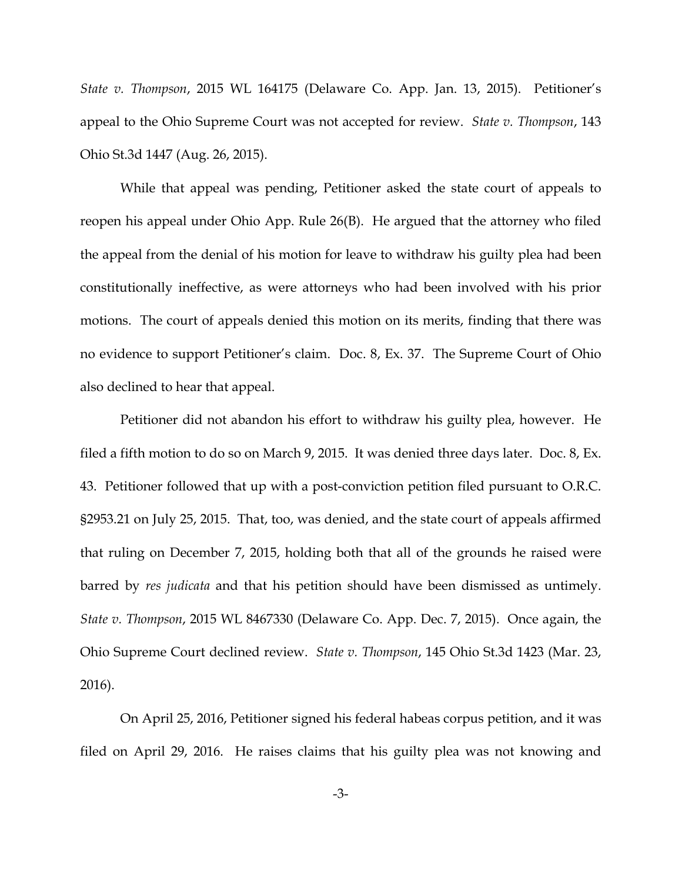*State v. Thompson*, 2015 WL 164175 (Delaware Co. App. Jan. 13, 2015). Petitioner's appeal to the Ohio Supreme Court was not accepted for review. *State v. Thompson*, 143 Ohio St.3d 1447 (Aug. 26, 2015).

While that appeal was pending, Petitioner asked the state court of appeals to reopen his appeal under Ohio App. Rule 26(B). He argued that the attorney who filed the appeal from the denial of his motion for leave to withdraw his guilty plea had been constitutionally ineffective, as were attorneys who had been involved with his prior motions. The court of appeals denied this motion on its merits, finding that there was no evidence to support Petitioner's claim. Doc. 8, Ex. 37. The Supreme Court of Ohio also declined to hear that appeal.

Petitioner did not abandon his effort to withdraw his guilty plea, however. He filed a fifth motion to do so on March 9, 2015. It was denied three days later. Doc. 8, Ex. 43. Petitioner followed that up with a post-conviction petition filed pursuant to O.R.C. §2953.21 on July 25, 2015. That, too, was denied, and the state court of appeals affirmed that ruling on December 7, 2015, holding both that all of the grounds he raised were barred by *res judicata* and that his petition should have been dismissed as untimely. *State v. Thompson*, 2015 WL 8467330 (Delaware Co. App. Dec. 7, 2015). Once again, the Ohio Supreme Court declined review. *State v. Thompson*, 145 Ohio St.3d 1423 (Mar. 23, 2016).

On April 25, 2016, Petitioner signed his federal habeas corpus petition, and it was filed on April 29, 2016. He raises claims that his guilty plea was not knowing and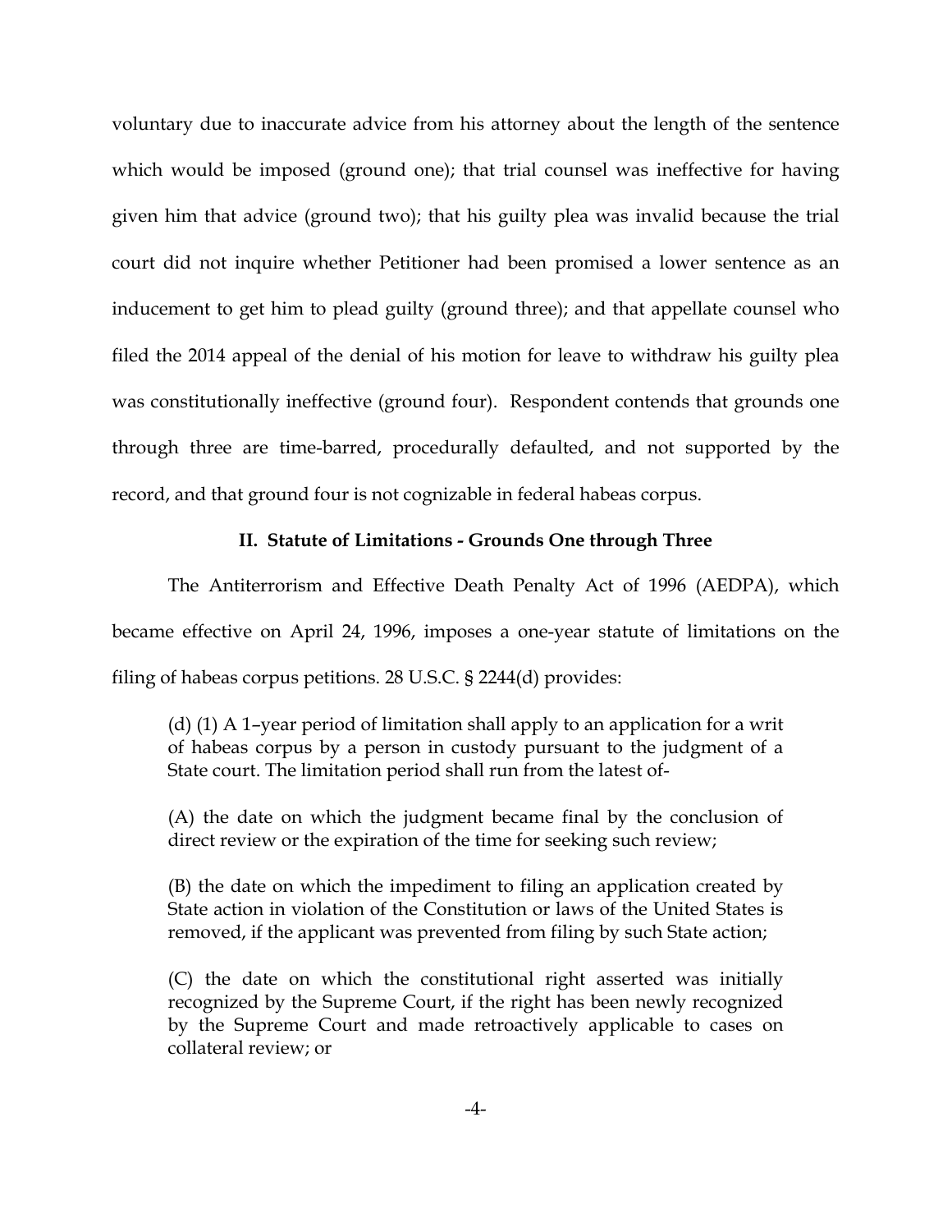voluntary due to inaccurate advice from his attorney about the length of the sentence which would be imposed (ground one); that trial counsel was ineffective for having given him that advice (ground two); that his guilty plea was invalid because the trial court did not inquire whether Petitioner had been promised a lower sentence as an inducement to get him to plead guilty (ground three); and that appellate counsel who filed the 2014 appeal of the denial of his motion for leave to withdraw his guilty plea was constitutionally ineffective (ground four). Respondent contends that grounds one through three are time-barred, procedurally defaulted, and not supported by the record, and that ground four is not cognizable in federal habeas corpus.

### II. Statute of Limitations - Grounds One through Three

The Antiterrorism and Effective Death Penalty Act of 1996 (AEDPA), which became effective on April 24, 1996, imposes a one-year statute of limitations on the filing of habeas corpus petitions. 28 U.S.C. § 2244(d) provides:

> (d) (1) A 1–year period of limitation shall apply to an application for a writ of habeas corpus by a person in custody pursuant to the judgment of a State court. The limitation period shall run from the latest of-
>
> (A) the date on which the judgment became final by the conclusion of direct review or the expiration of the time for seeking such review;
>
> (B) the date on which the impediment to filing an application created by State action in violation of the Constitution or laws of the United States is removed, if the applicant was prevented from filing by such State action;
>
> (C) the date on which the constitutional right asserted was initially recognized by the Supreme Court, if the right has been newly recognized by the Supreme Court and made retroactively applicable to cases on collateral review; or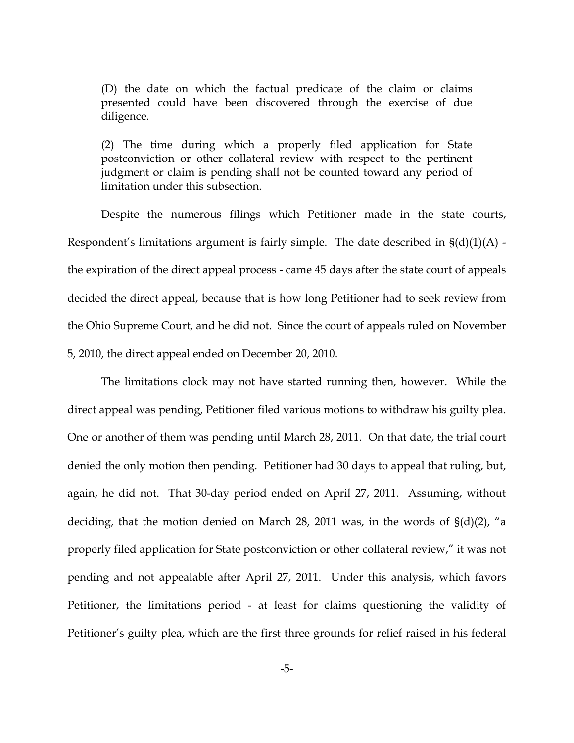(D) the date on which the factual predicate of the claim or claims presented could have been discovered through the exercise of due diligence.

(2) The time during which a properly filed application for State postconviction or other collateral review with respect to the pertinent judgment or claim is pending shall not be counted toward any period of limitation under this subsection.

Despite the numerous filings which Petitioner made in the state courts, Respondent's limitations argument is fairly simple. The date described in §(d)(1)(A) - the expiration of the direct appeal process - came 45 days after the state court of appeals decided the direct appeal, because that is how long Petitioner had to seek review from the Ohio Supreme Court, and he did not. Since the court of appeals ruled on November 5, 2010, the direct appeal ended on December 20, 2010.

The limitations clock may not have started running then, however. While the direct appeal was pending, Petitioner filed various motions to withdraw his guilty plea. One or another of them was pending until March 28, 2011. On that date, the trial court denied the only motion then pending. Petitioner had 30 days to appeal that ruling, but, again, he did not. That 30-day period ended on April 27, 2011. Assuming, without deciding, that the motion denied on March 28, 2011 was, in the words of §(d)(2), "a properly filed application for State postconviction or other collateral review," it was not pending and not appealable after April 27, 2011. Under this analysis, which favors Petitioner, the limitations period - at least for claims questioning the validity of Petitioner's guilty plea, which are the first three grounds for relief raised in his federal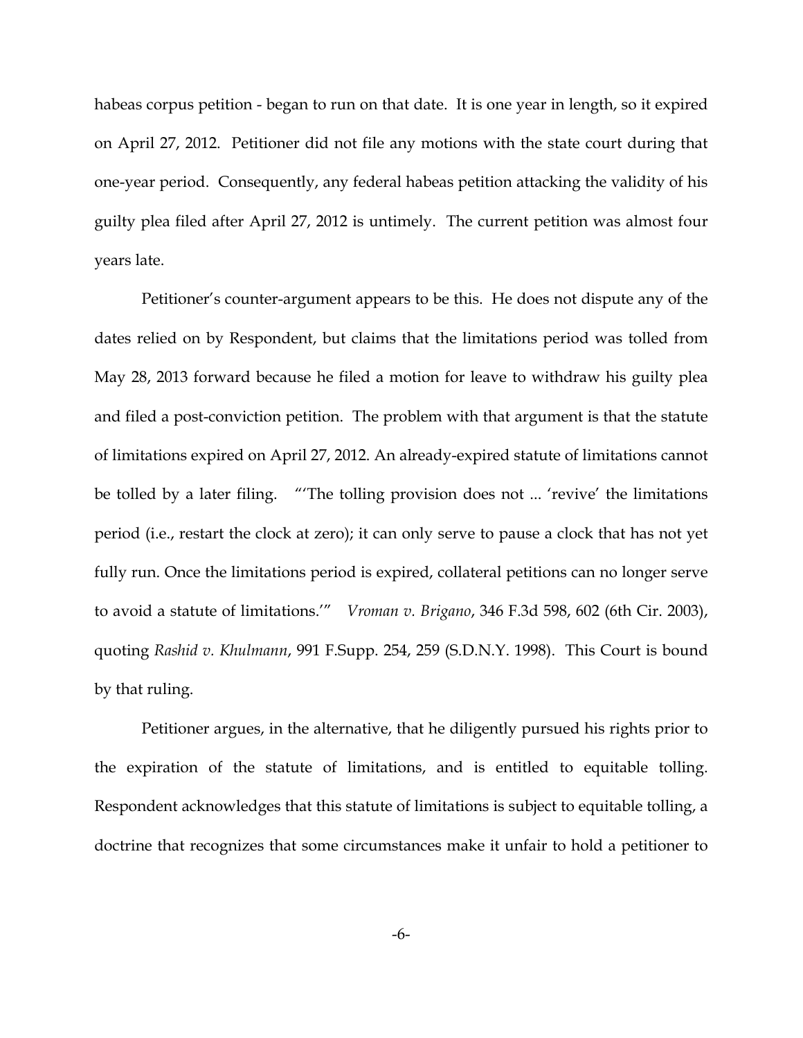habeas corpus petition - began to run on that date. It is one year in length, so it expired on April 27, 2012. Petitioner did not file any motions with the state court during that one-year period. Consequently, any federal habeas petition attacking the validity of his guilty plea filed after April 27, 2012 is untimely. The current petition was almost four years late.

Petitioner's counter-argument appears to be this. He does not dispute any of the dates relied on by Respondent, but claims that the limitations period was tolled from May 28, 2013 forward because he filed a motion for leave to withdraw his guilty plea and filed a post-conviction petition. The problem with that argument is that the statute of limitations expired on April 27, 2012. An already-expired statute of limitations cannot be tolled by a later filing. "'The tolling provision does not ... 'revive' the limitations period (i.e., restart the clock at zero); it can only serve to pause a clock that has not yet fully run. Once the limitations period is expired, collateral petitions can no longer serve to avoid a statute of limitations.'" *Vroman v. Brigano*, 346 F.3d 598, 602 (6th Cir. 2003), quoting *Rashid v. Khulmann*, 991 F.Supp. 254, 259 (S.D.N.Y. 1998). This Court is bound by that ruling.

Petitioner argues, in the alternative, that he diligently pursued his rights prior to the expiration of the statute of limitations, and is entitled to equitable tolling. Respondent acknowledges that this statute of limitations is subject to equitable tolling, a doctrine that recognizes that some circumstances make it unfair to hold a petitioner to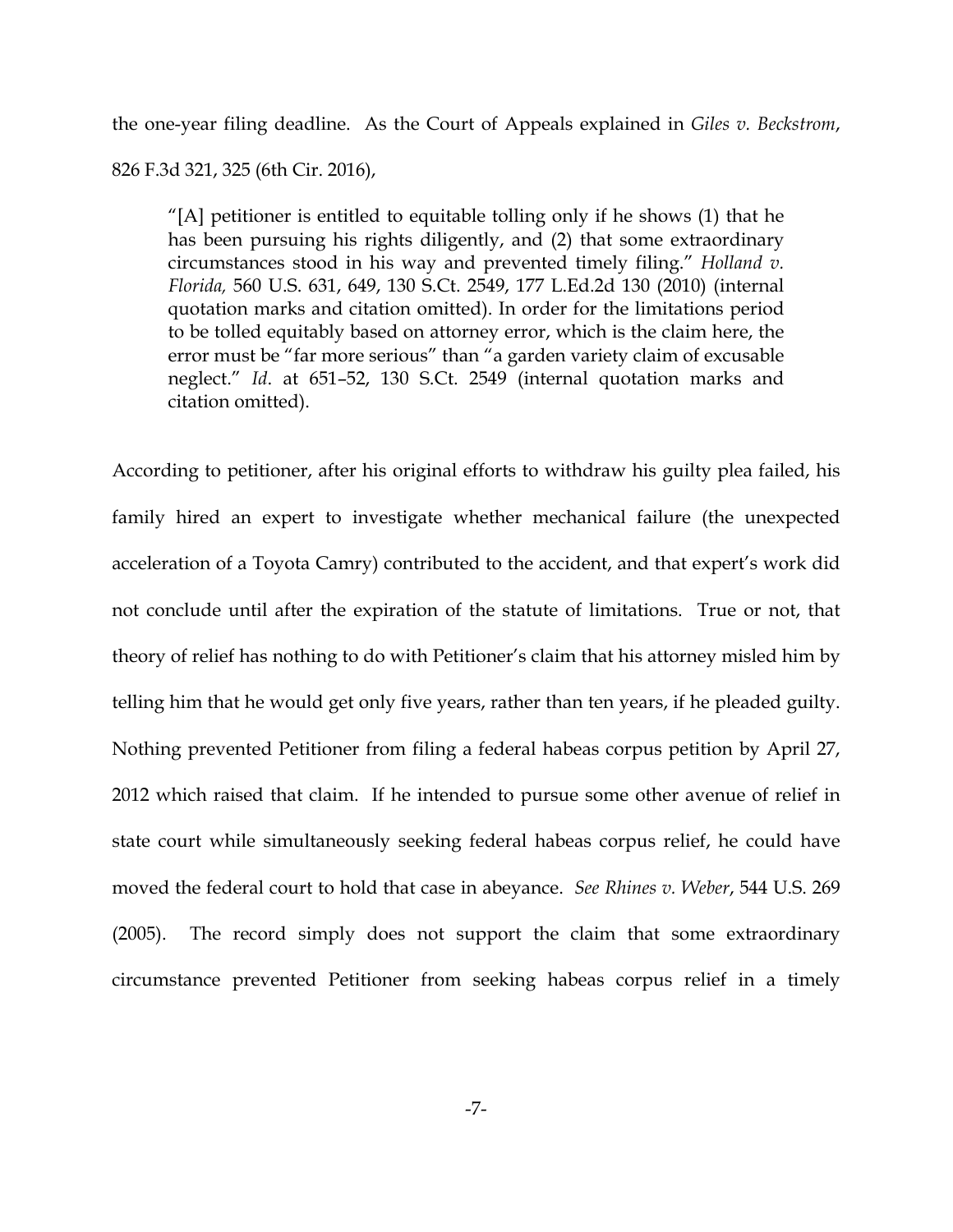the one-year filing deadline. As the Court of Appeals explained in *Giles v. Beckstrom*, 826 F.3d 321, 325 (6th Cir. 2016),

> "[A] petitioner is entitled to equitable tolling only if he shows (1) that he has been pursuing his rights diligently, and (2) that some extraordinary circumstances stood in his way and prevented timely filing." *Holland v. Florida,* 560 U.S. 631, 649, 130 S.Ct. 2549, 177 L.Ed.2d 130 (2010) (internal quotation marks and citation omitted). In order for the limitations period to be tolled equitably based on attorney error, which is the claim here, the error must be "far more serious" than "a garden variety claim of excusable neglect." *Id*. at 651–52, 130 S.Ct. 2549 (internal quotation marks and citation omitted).

According to petitioner, after his original efforts to withdraw his guilty plea failed, his family hired an expert to investigate whether mechanical failure (the unexpected acceleration of a Toyota Camry) contributed to the accident, and that expert's work did not conclude until after the expiration of the statute of limitations. True or not, that theory of relief has nothing to do with Petitioner's claim that his attorney misled him by telling him that he would get only five years, rather than ten years, if he pleaded guilty. Nothing prevented Petitioner from filing a federal habeas corpus petition by April 27, 2012 which raised that claim. If he intended to pursue some other avenue of relief in state court while simultaneously seeking federal habeas corpus relief, he could have moved the federal court to hold that case in abeyance. *See Rhines v. Weber*, 544 U.S. 269 (2005). The record simply does not support the claim that some extraordinary circumstance prevented Petitioner from seeking habeas corpus relief in a timely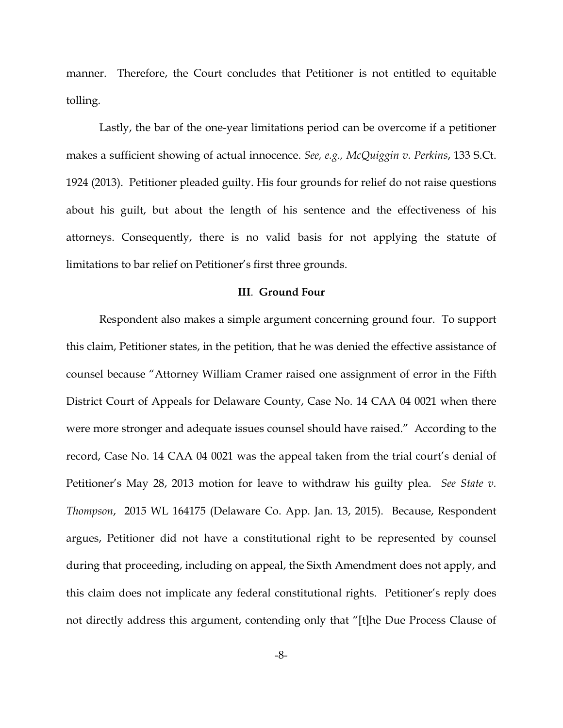manner. Therefore, the Court concludes that Petitioner is not entitled to equitable tolling.

Lastly, the bar of the one-year limitations period can be overcome if a petitioner makes a sufficient showing of actual innocence. *See, e.g., McQuiggin v. Perkins*, 133 S.Ct. 1924 (2013). Petitioner pleaded guilty. His four grounds for relief do not raise questions about his guilt, but about the length of his sentence and the effectiveness of his attorneys. Consequently, there is no valid basis for not applying the statute of limitations to bar relief on Petitioner's first three grounds.

### III. Ground Four

Respondent also makes a simple argument concerning ground four. To support this claim, Petitioner states, in the petition, that he was denied the effective assistance of counsel because "Attorney William Cramer raised one assignment of error in the Fifth District Court of Appeals for Delaware County, Case No. 14 CAA 04 0021 when there were more stronger and adequate issues counsel should have raised." According to the record, Case No. 14 CAA 04 0021 was the appeal taken from the trial court's denial of Petitioner's May 28, 2013 motion for leave to withdraw his guilty plea. *See State v. Thompson*, 2015 WL 164175 (Delaware Co. App. Jan. 13, 2015). Because, Respondent argues, Petitioner did not have a constitutional right to be represented by counsel during that proceeding, including on appeal, the Sixth Amendment does not apply, and this claim does not implicate any federal constitutional rights. Petitioner's reply does not directly address this argument, contending only that "[t]he Due Process Clause of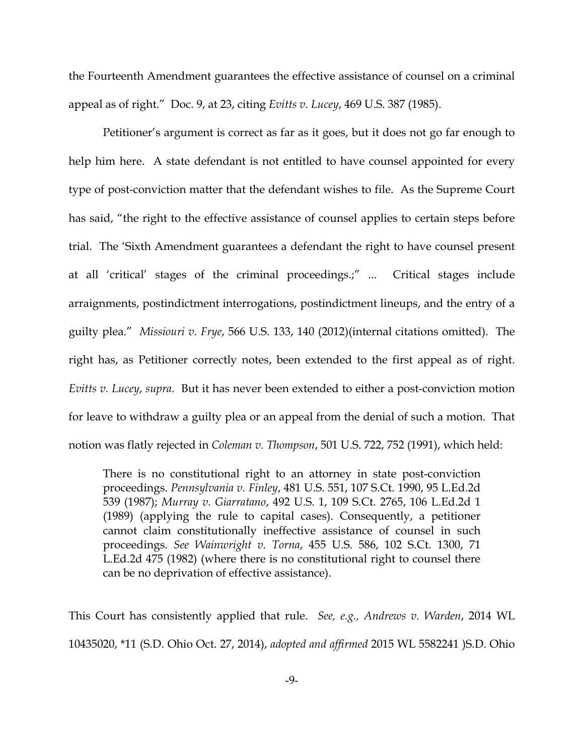the Fourteenth Amendment guarantees the effective assistance of counsel on a criminal appeal as of right." Doc. 9, at 23, citing *Evitts v. Lucey*, 469 U.S. 387 (1985).

Petitioner's argument is correct as far as it goes, but it does not go far enough to help him here. A state defendant is not entitled to have counsel appointed for every type of post-conviction matter that the defendant wishes to file. As the Supreme Court has said, "the right to the effective assistance of counsel applies to certain steps before trial. The 'Sixth Amendment guarantees a defendant the right to have counsel present at all 'critical' stages of the criminal proceedings.;" ... Critical stages include arraignments, postindictment interrogations, postindictment lineups, and the entry of a guilty plea." *Missiouri v. Frye*, 566 U.S. 133, 140 (2012)(internal citations omitted). The right has, as Petitioner correctly notes, been extended to the first appeal as of right. *Evitts v. Lucey, supra*. But it has never been extended to either a post-conviction motion for leave to withdraw a guilty plea or an appeal from the denial of such a motion. That notion was flatly rejected in *Coleman v. Thompson*, 501 U.S. 722, 752 (1991), which held:

> There is no constitutional right to an attorney in state post-conviction proceedings. *Pennsylvania v. Finley*, 481 U.S. 551, 107 S.Ct. 1990, 95 L.Ed.2d 539 (1987); *Murray v. Giarratano*, 492 U.S. 1, 109 S.Ct. 2765, 106 L.Ed.2d 1 (1989) (applying the rule to capital cases). Consequently, a petitioner cannot claim constitutionally ineffective assistance of counsel in such proceedings. *See Wainwright v. Torna*, 455 U.S. 586, 102 S.Ct. 1300, 71 L.Ed.2d 475 (1982) (where there is no constitutional right to counsel there can be no deprivation of effective assistance).

This Court has consistently applied that rule. *See, e.g., Andrews v. Warden*, 2014 WL 10435020, *11 (S.D. Ohio Oct. 27, 2014), *adopted and affirmed* 2015 WL 5582241 )S.D. Ohio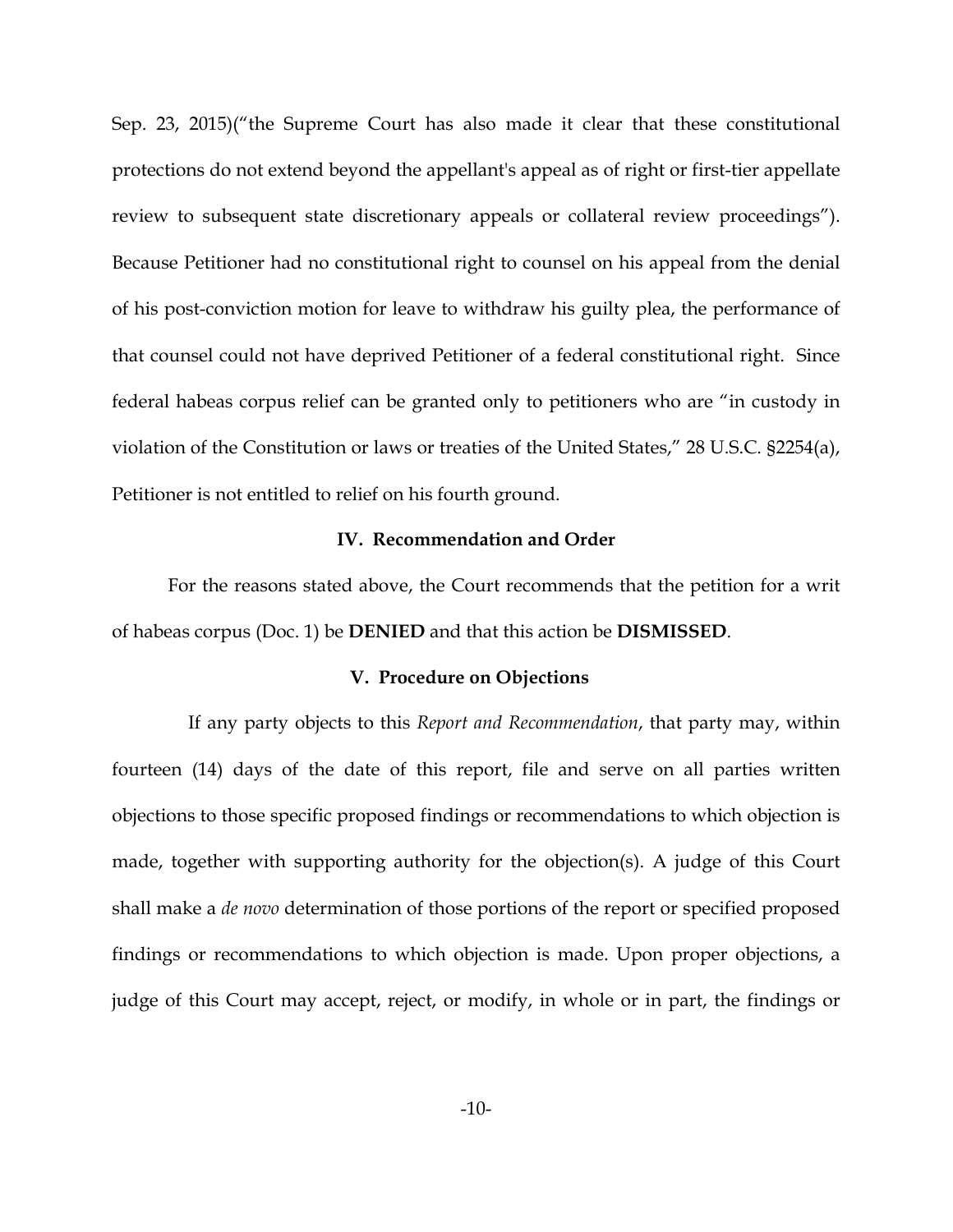Sep. 23, 2015)("the Supreme Court has also made it clear that these constitutional protections do not extend beyond the appellant's appeal as of right or first-tier appellate review to subsequent state discretionary appeals or collateral review proceedings"). Because Petitioner had no constitutional right to counsel on his appeal from the denial of his post-conviction motion for leave to withdraw his guilty plea, the performance of that counsel could not have deprived Petitioner of a federal constitutional right. Since federal habeas corpus relief can be granted only to petitioners who are "in custody in violation of the Constitution or laws or treaties of the United States," 28 U.S.C. §2254(a), Petitioner is not entitled to relief on his fourth ground.

## IV. Recommendation and Order

For the reasons stated above, the Court recommends that the petition for a writ of habeas corpus (Doc. 1) be **DENIED** and that this action be **DISMISSED**.

## V. Procedure on Objections

If any party objects to this *Report and Recommendation*, that party may, within fourteen (14) days of the date of this report, file and serve on all parties written objections to those specific proposed findings or recommendations to which objection is made, together with supporting authority for the objection(s). A judge of this Court shall make a *de novo* determination of those portions of the report or specified proposed findings or recommendations to which objection is made. Upon proper objections, a judge of this Court may accept, reject, or modify, in whole or in part, the findings or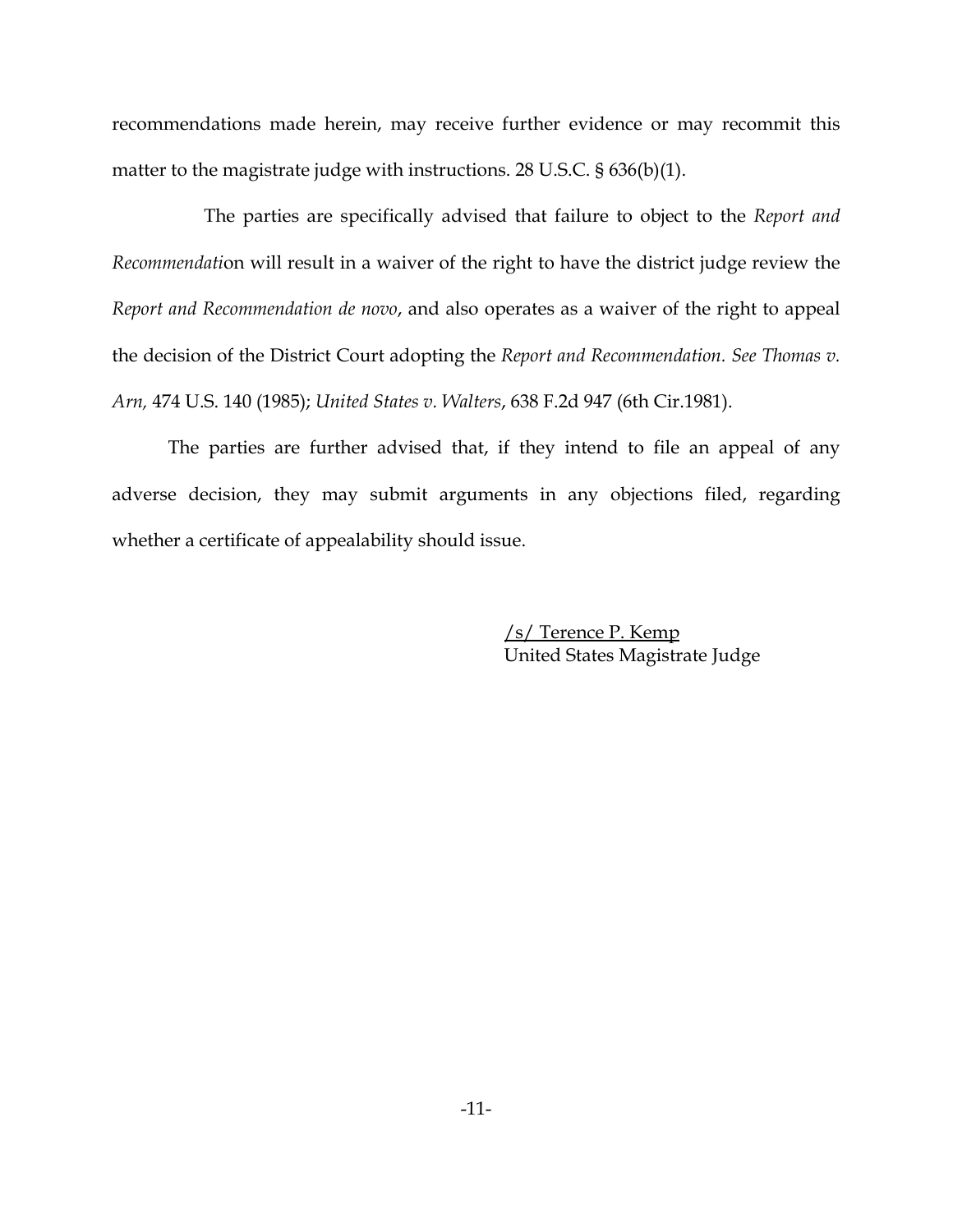recommendations made herein, may receive further evidence or may recommit this matter to the magistrate judge with instructions. 28 U.S.C. § 636(b)(1).

The parties are specifically advised that failure to object to the *Report and Recommendation* will result in a waiver of the right to have the district judge review the *Report and Recommendation de novo*, and also operates as a waiver of the right to appeal the decision of the District Court adopting the *Report and Recommendation*. *See Thomas v. Arn,* 474 U.S. 140 (1985); *United States v. Walters*, 638 F.2d 947 (6th Cir.1981).

The parties are further advised that, if they intend to file an appeal of any adverse decision, they may submit arguments in any objections filed, regarding whether a certificate of appealability should issue.

/s/ Terence P. Kemp
United States Magistrate Judge